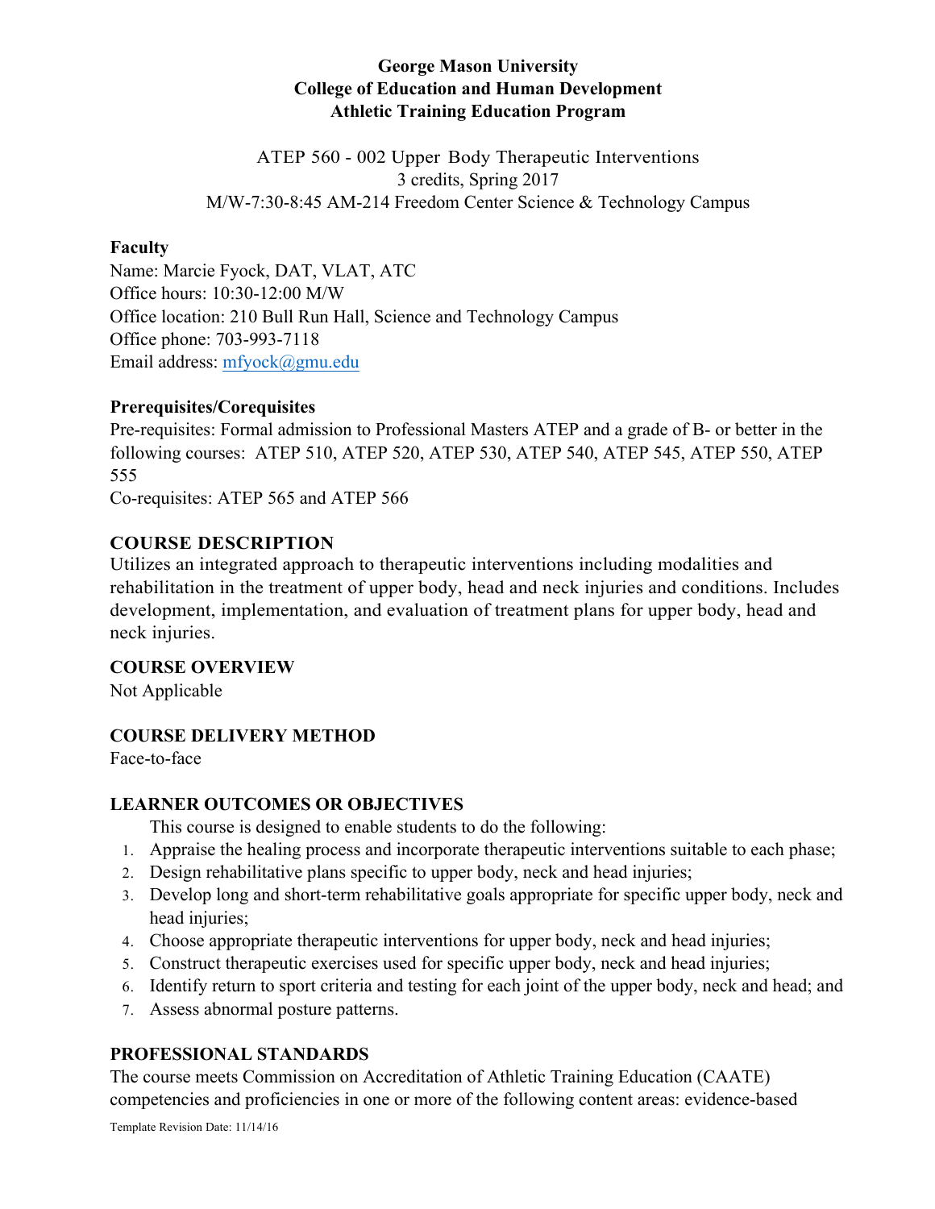**George Mason University**
**College of Education and Human Development**
**Athletic Training Education Program**

ATEP 560 - 002 Upper Body Therapeutic Interventions
3 credits, Spring 2017
M/W-7:30-8:45 AM-214 Freedom Center Science & Technology Campus

**Faculty**
Name: Marcie Fyock, DAT, VLAT, ATC
Office hours: 10:30-12:00 M/W
Office location: 210 Bull Run Hall, Science and Technology Campus
Office phone: 703-993-7118
Email address: mfyock@gmu.edu

**Prerequisites/Corequisites**
Pre-requisites: Formal admission to Professional Masters ATEP and a grade of B- or better in the following courses: ATEP 510, ATEP 520, ATEP 530, ATEP 540, ATEP 545, ATEP 550, ATEP 555
Co-requisites: ATEP 565 and ATEP 566

## COURSE DESCRIPTION

Utilizes an integrated approach to therapeutic interventions including modalities and rehabilitation in the treatment of upper body, head and neck injuries and conditions. Includes development, implementation, and evaluation of treatment plans for upper body, head and neck injuries.

## COURSE OVERVIEW

Not Applicable

## COURSE DELIVERY METHOD

Face-to-face

## LEARNER OUTCOMES OR OBJECTIVES

This course is designed to enable students to do the following:

1. Appraise the healing process and incorporate therapeutic interventions suitable to each phase;
2. Design rehabilitative plans specific to upper body, neck and head injuries;
3. Develop long and short-term rehabilitative goals appropriate for specific upper body, neck and head injuries;
4. Choose appropriate therapeutic interventions for upper body, neck and head injuries;
5. Construct therapeutic exercises used for specific upper body, neck and head injuries;
6. Identify return to sport criteria and testing for each joint of the upper body, neck and head; and
7. Assess abnormal posture patterns.

## PROFESSIONAL STANDARDS

The course meets Commission on Accreditation of Athletic Training Education (CAATE) competencies and proficiencies in one or more of the following content areas: evidence-based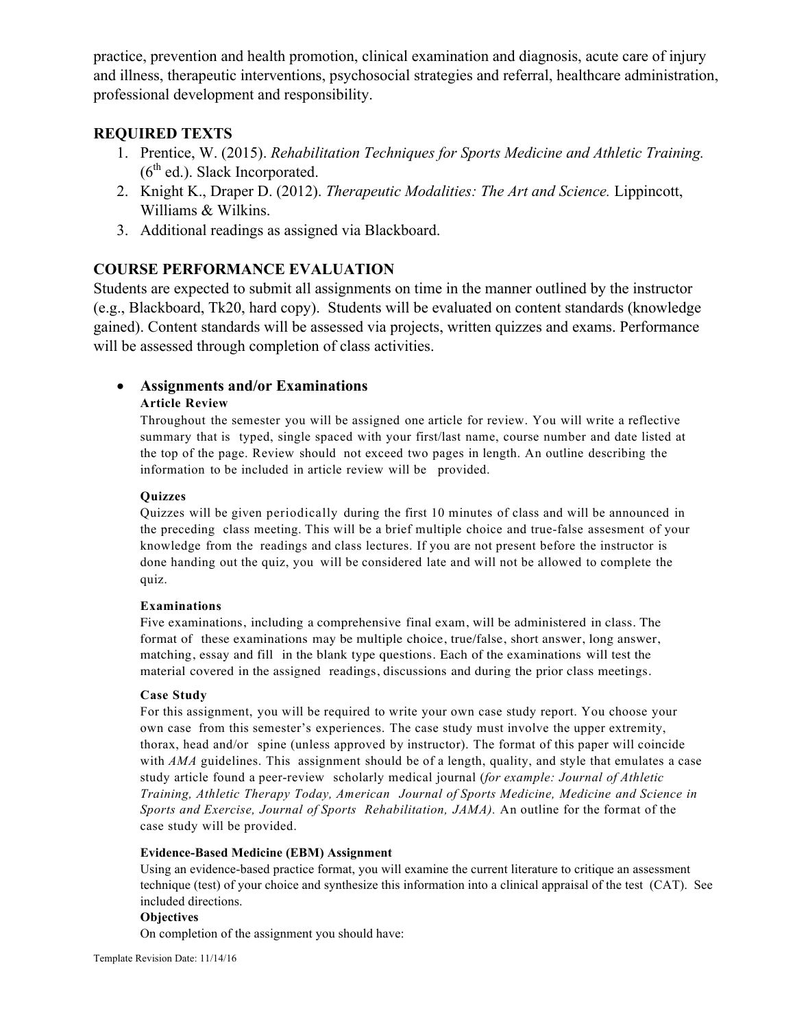practice, prevention and health promotion, clinical examination and diagnosis, acute care of injury and illness, therapeutic interventions, psychosocial strategies and referral, healthcare administration, professional development and responsibility.

## REQUIRED TEXTS

1. Prentice, W. (2015). *Rehabilitation Techniques for Sports Medicine and Athletic Training.* ($6^{th}$ ed.). Slack Incorporated.
2. Knight K., Draper D. (2012). *Therapeutic Modalities: The Art and Science.* Lippincott, Williams & Wilkins.
3. Additional readings as assigned via Blackboard.

## COURSE PERFORMANCE EVALUATION

Students are expected to submit all assignments on time in the manner outlined by the instructor (e.g., Blackboard, Tk20, hard copy). Students will be evaluated on content standards (knowledge gained). Content standards will be assessed via projects, written quizzes and exams. Performance will be assessed through completion of class activities.

- **Assignments and/or Examinations**

**Article Review**

Throughout the semester you will be assigned one article for review. You will write a reflective summary that is typed, single spaced with your first/last name, course number and date listed at the top of the page. Review should not exceed two pages in length. An outline describing the information to be included in article review will be provided.

**Quizzes**

Quizzes will be given periodically during the first 10 minutes of class and will be announced in the preceding class meeting. This will be a brief multiple choice and true-false assesment of your knowledge from the readings and class lectures. If you are not present before the instructor is done handing out the quiz, you will be considered late and will not be allowed to complete the quiz.

**Examinations**

Five examinations, including a comprehensive final exam, will be administered in class. The format of these examinations may be multiple choice, true/false, short answer, long answer, matching, essay and fill in the blank type questions. Each of the examinations will test the material covered in the assigned readings, discussions and during the prior class meetings.

**Case Study**

For this assignment, you will be required to write your own case study report. You choose your own case from this semester's experiences. The case study must involve the upper extremity, thorax, head and/or spine (unless approved by instructor). The format of this paper will coincide with *AMA* guidelines. This assignment should be of a length, quality, and style that emulates a case study article found a peer-review scholarly medical journal (*for example: Journal of Athletic Training, Athletic Therapy Today, American Journal of Sports Medicine, Medicine and Science in Sports and Exercise, Journal of Sports Rehabilitation, JAMA).* An outline for the format of the case study will be provided.

**Evidence-Based Medicine (EBM) Assignment**

Using an evidence-based practice format, you will examine the current literature to critique an assessment technique (test) of your choice and synthesize this information into a clinical appraisal of the test (CAT). See included directions.

**Objectives**

On completion of the assignment you should have: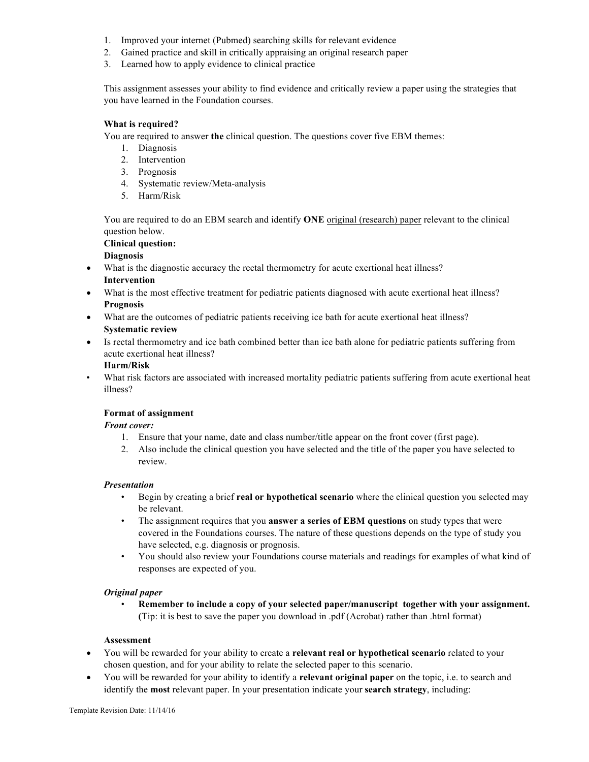1. Improved your internet (Pubmed) searching skills for relevant evidence
2. Gained practice and skill in critically appraising an original research paper
3. Learned how to apply evidence to clinical practice

This assignment assesses your ability to find evidence and critically review a paper using the strategies that you have learned in the Foundation courses.

**What is required?**

You are required to answer **the** clinical question. The questions cover five EBM themes:

1. Diagnosis
2. Intervention
3. Prognosis
4. Systematic review/Meta-analysis
5. Harm/Risk

You are required to do an EBM search and identify **ONE** original (research) paper relevant to the clinical question below.

**Clinical question:**

**Diagnosis**

- What is the diagnostic accuracy the rectal thermometry for acute exertional heat illness?

**Intervention**

- What is the most effective treatment for pediatric patients diagnosed with acute exertional heat illness?

**Prognosis**

- What are the outcomes of pediatric patients receiving ice bath for acute exertional heat illness?

**Systematic review**

- Is rectal thermometry and ice bath combined better than ice bath alone for pediatric patients suffering from acute exertional heat illness?

**Harm/Risk**

- What risk factors are associated with increased mortality pediatric patients suffering from acute exertional heat illness?

**Format of assignment**

***Front cover:***

1. Ensure that your name, date and class number/title appear on the front cover (first page).
2. Also include the clinical question you have selected and the title of the paper you have selected to review.

***Presentation***

- Begin by creating a brief **real or hypothetical scenario** where the clinical question you selected may be relevant.
- The assignment requires that you **answer a series of EBM questions** on study types that were covered in the Foundations courses. The nature of these questions depends on the type of study you have selected, e.g. diagnosis or prognosis.
- You should also review your Foundations course materials and readings for examples of what kind of responses are expected of you.

***Original paper***

- **Remember to include a copy of your selected paper/manuscript together with your assignment.** (Tip: it is best to save the paper you download in .pdf (Acrobat) rather than .html format)

**Assessment**

- You will be rewarded for your ability to create a **relevant real or hypothetical scenario** related to your chosen question, and for your ability to relate the selected paper to this scenario.
- You will be rewarded for your ability to identify a **relevant original paper** on the topic, i.e. to search and identify the **most** relevant paper. In your presentation indicate your **search strategy**, including: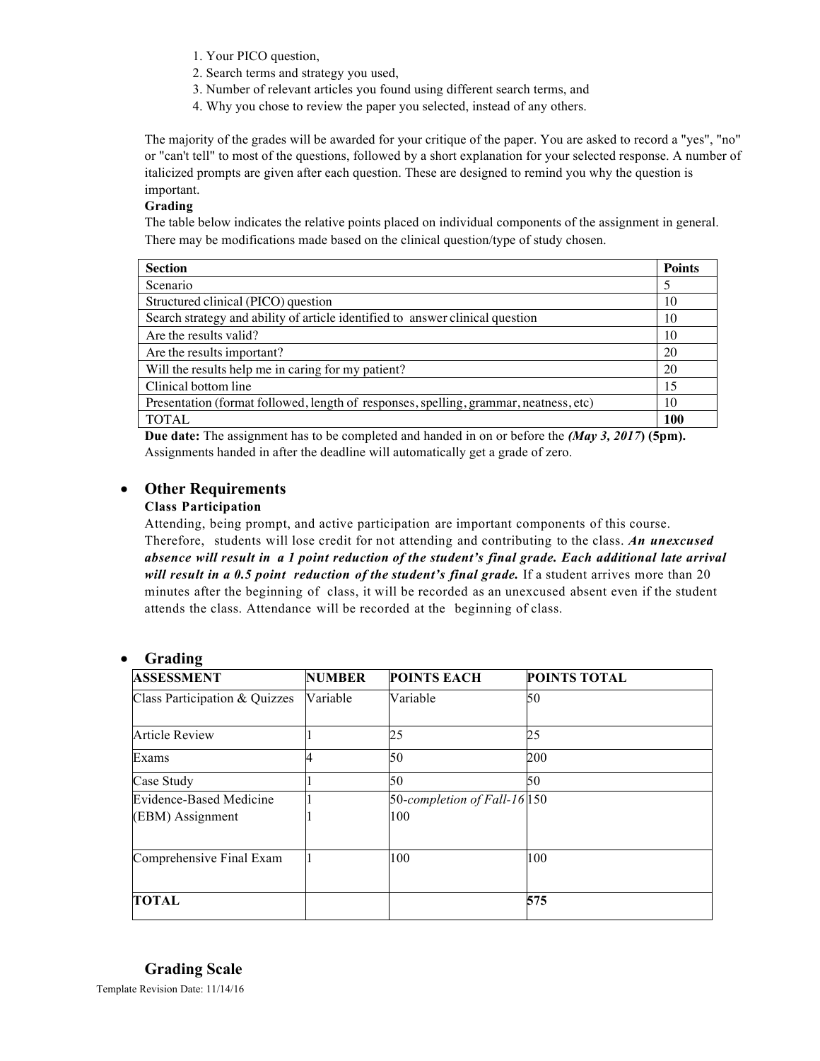1. Your PICO question,
2. Search terms and strategy you used,
3. Number of relevant articles you found using different search terms, and
4. Why you chose to review the paper you selected, instead of any others.

The majority of the grades will be awarded for your critique of the paper. You are asked to record a "yes", "no" or "can't tell" to most of the questions, followed by a short explanation for your selected response. A number of italicized prompts are given after each question. These are designed to remind you why the question is important.

**Grading**

The table below indicates the relative points placed on individual components of the assignment in general. There may be modifications made based on the clinical question/type of study chosen.

| Section | Points |
|---|---|
| Scenario | 5 |
| Structured clinical (PICO) question | 10 |
| Search strategy and ability of article identified to answer clinical question | 10 |
| Are the results valid? | 10 |
| Are the results important? | 20 |
| Will the results help me in caring for my patient? | 20 |
| Clinical bottom line | 15 |
| Presentation (format followed, length of responses, spelling, grammar, neatness, etc) | 10 |
| TOTAL | **100** |

**Due date:** The assignment has to be completed and handed in on or before the ***(May 3, 2017*****) (5pm).** Assignments handed in after the deadline will automatically get a grade of zero.

- **Other Requirements**

**Class Participation**

Attending, being prompt, and active participation are important components of this course. Therefore, students will lose credit for not attending and contributing to the class. ***An unexcused absence will result in a 1 point reduction of the student's final grade. Each additional late arrival will result in a 0.5 point reduction of the student's final grade.*** If a student arrives more than 20 minutes after the beginning of class, it will be recorded as an unexcused absent even if the student attends the class. Attendance will be recorded at the beginning of class.

- **Grading**

| ASSESSMENT | NUMBER | POINTS EACH | POINTS TOTAL |
|---|---|---|---|
| Class Participation & Quizzes | Variable | Variable | 50 |
| Article Review | 1 | 25 | 25 |
| Exams | 4 | 50 | 200 |
| Case Study | 1 | 50 | 50 |
| Evidence-Based Medicine (EBM) Assignment | 1<br>1 | 50-*completion of Fall-16*<br>100 | 150 |
| Comprehensive Final Exam | 1 | 100 | 100 |
| **TOTAL** | | | **575** |

## Grading Scale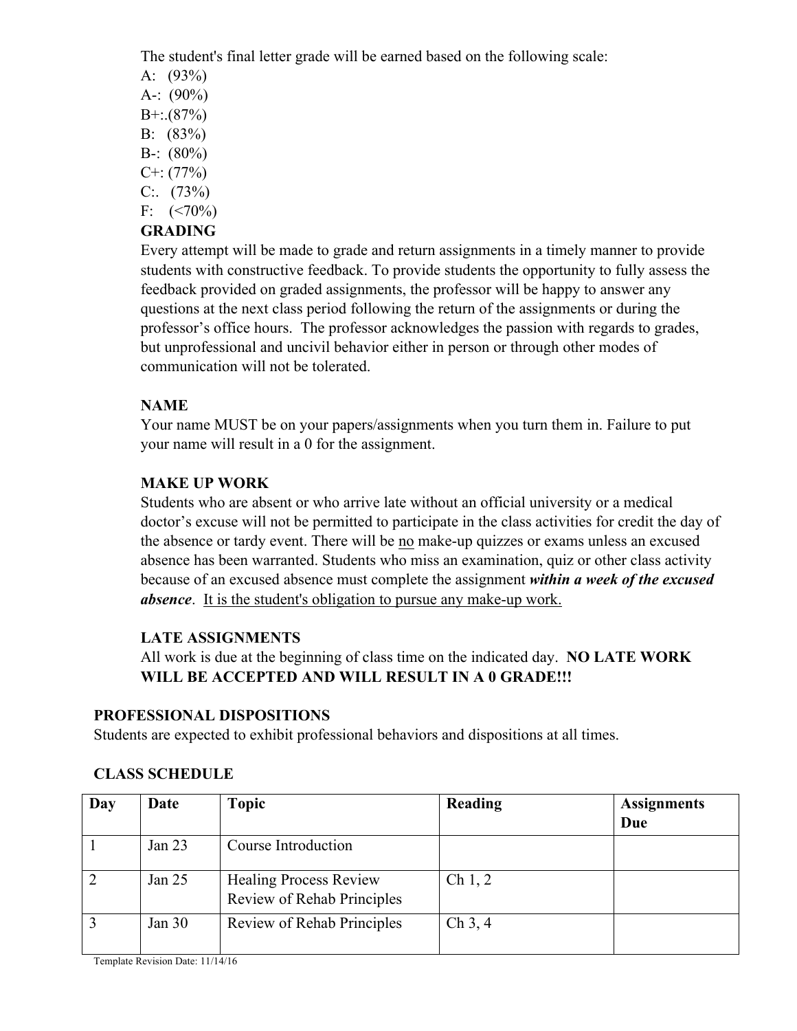The student's final letter grade will be earned based on the following scale:

A: (93%)
A-: (90%)
B+:.(87%)
B: (83%)
B-: (80%)
C+: (77%)
C:. (73%)
F: (<70%)

**GRADING**

Every attempt will be made to grade and return assignments in a timely manner to provide students with constructive feedback. To provide students the opportunity to fully assess the feedback provided on graded assignments, the professor will be happy to answer any questions at the next class period following the return of the assignments or during the professor's office hours. The professor acknowledges the passion with regards to grades, but unprofessional and uncivil behavior either in person or through other modes of communication will not be tolerated.

**NAME**

Your name MUST be on your papers/assignments when you turn them in. Failure to put your name will result in a 0 for the assignment.

**MAKE UP WORK**

Students who are absent or who arrive late without an official university or a medical doctor's excuse will not be permitted to participate in the class activities for credit the day of the absence or tardy event. There will be no make-up quizzes or exams unless an excused absence has been warranted. Students who miss an examination, quiz or other class activity because of an excused absence must complete the assignment ***within a week of the excused absence***. It is the student's obligation to pursue any make-up work.

**LATE ASSIGNMENTS**

All work is due at the beginning of class time on the indicated day. **NO LATE WORK WILL BE ACCEPTED AND WILL RESULT IN A 0 GRADE!!!**

**PROFESSIONAL DISPOSITIONS**

Students are expected to exhibit professional behaviors and dispositions at all times.

**CLASS SCHEDULE**

| Day | Date | Topic | Reading | Assignments Due |
|---|---|---|---|---|
| 1 | Jan 23 | Course Introduction | | |
| 2 | Jan 25 | Healing Process Review<br>Review of Rehab Principles | Ch 1, 2 | |
| 3 | Jan 30 | Review of Rehab Principles | Ch 3, 4 | |

Template Revision Date: 11/14/16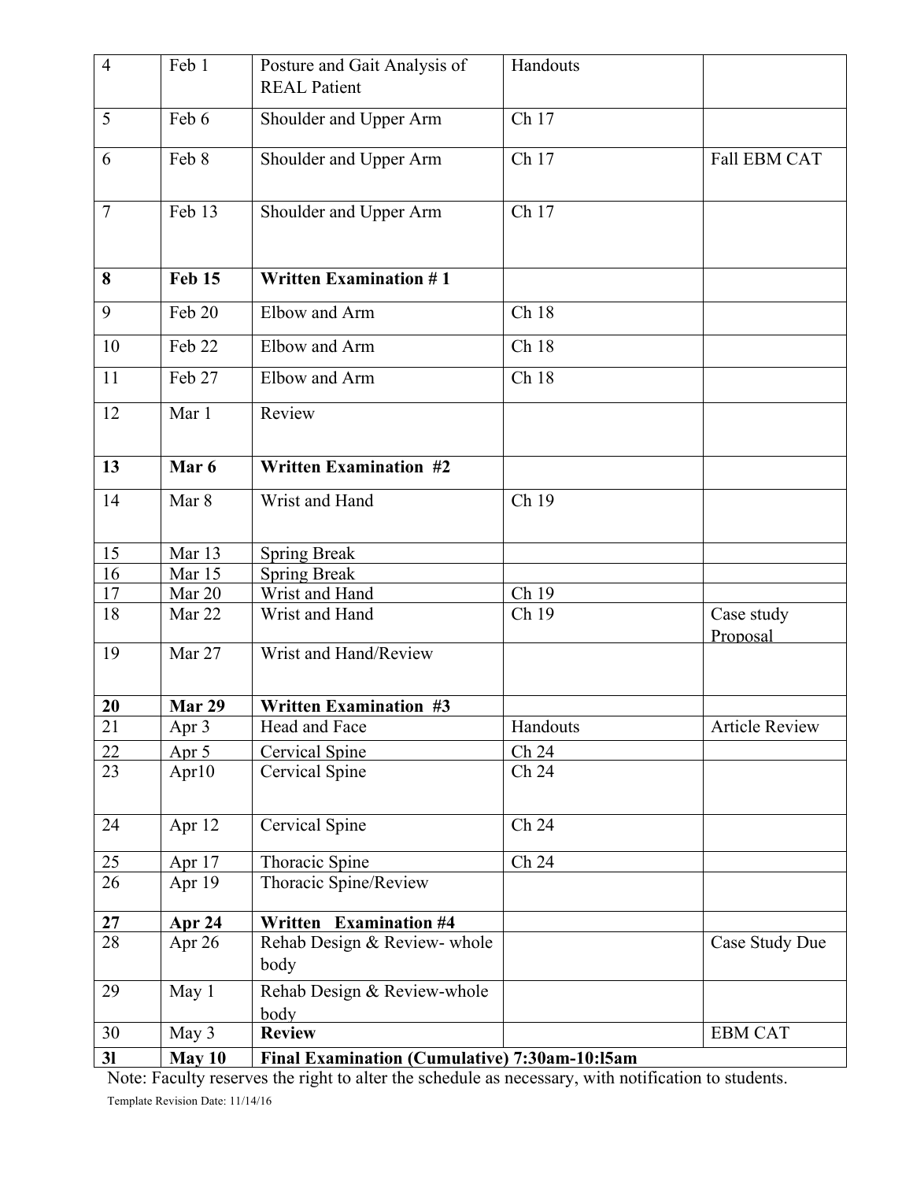| 4 | Feb 1 | Posture and Gait Analysis of REAL Patient | Handouts | |
|---|---|---|---|---|
| 5 | Feb 6 | Shoulder and Upper Arm | Ch 17 | |
| 6 | Feb 8 | Shoulder and Upper Arm | Ch 17 | Fall EBM CAT |
| 7 | Feb 13 | Shoulder and Upper Arm | Ch 17 | |
| **8** | **Feb 15** | **Written Examination # 1** | | |
| 9 | Feb 20 | Elbow and Arm | Ch 18 | |
| 10 | Feb 22 | Elbow and Arm | Ch 18 | |
| 11 | Feb 27 | Elbow and Arm | Ch 18 | |
| 12 | Mar 1 | Review | | |
| **13** | **Mar 6** | **Written Examination #2** | | |
| 14 | Mar 8 | Wrist and Hand | Ch 19 | |
| 15 | Mar 13 | Spring Break | | |
| 16 | Mar 15 | Spring Break | | |
| 17 | Mar 20 | Wrist and Hand | Ch 19 | |
| 18 | Mar 22 | Wrist and Hand | Ch 19 | Case study Proposal |
| 19 | Mar 27 | Wrist and Hand/Review | | |
| **20** | **Mar 29** | **Written Examination #3** | | |
| 21 | Apr 3 | Head and Face | Handouts | Article Review |
| 22 | Apr 5 | Cervical Spine | Ch 24 | |
| 23 | Apr10 | Cervical Spine | Ch 24 | |
| 24 | Apr 12 | Cervical Spine | Ch 24 | |
| 25 | Apr 17 | Thoracic Spine | Ch 24 | |
| 26 | Apr 19 | Thoracic Spine/Review | | |
| **27** | **Apr 24** | **Written Examination #4** | | |
| 28 | Apr 26 | Rehab Design & Review- whole body | | Case Study Due |
| 29 | May 1 | Rehab Design & Review-whole body | | |
| 30 | May 3 | **Review** | | EBM CAT |
| **3l** | **May 10** | **Final Examination (Cumulative) 7:30am-10:l5am** | | |

Note: Faculty reserves the right to alter the schedule as necessary, with notification to students.

Template Revision Date: 11/14/16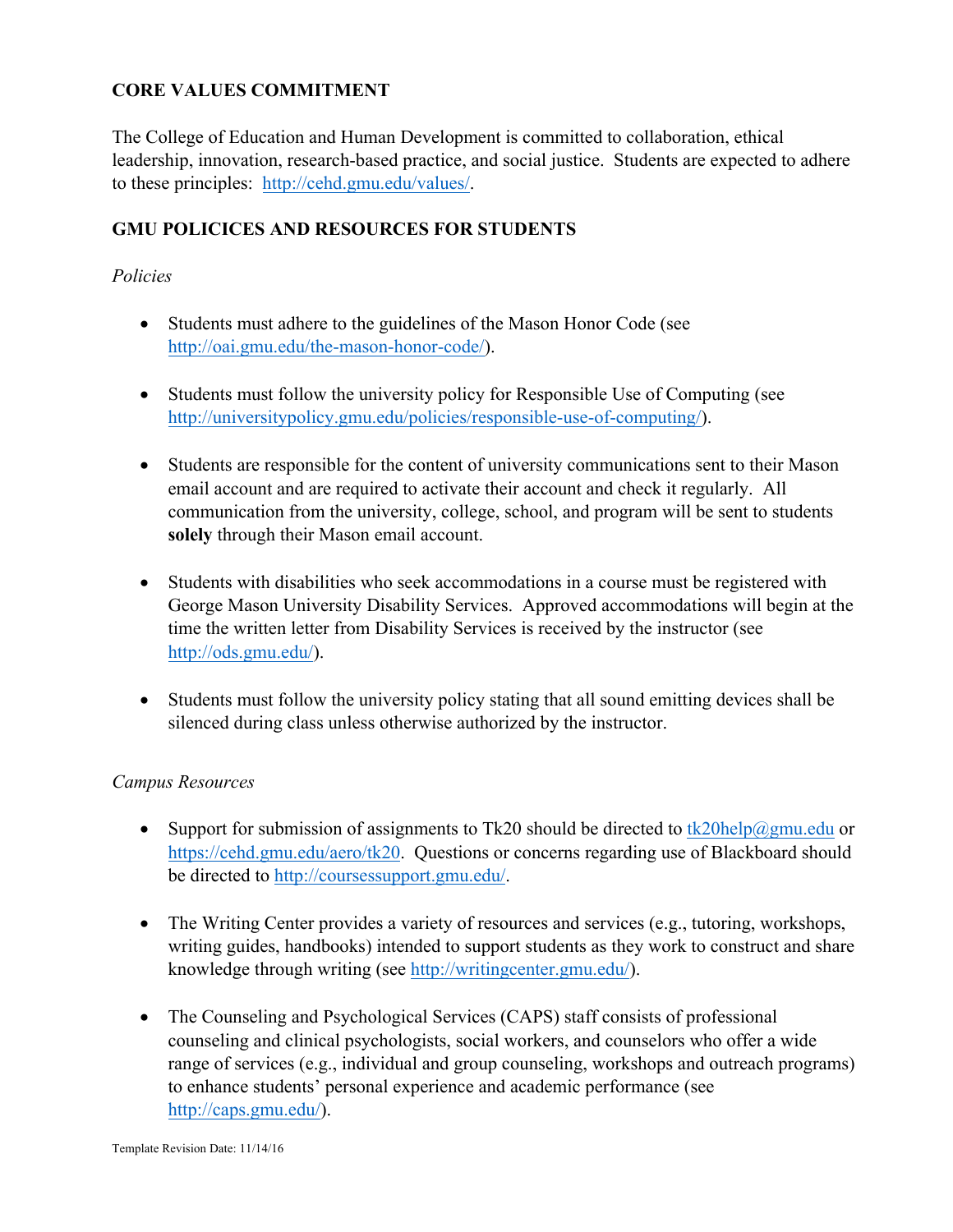## CORE VALUES COMMITMENT

The College of Education and Human Development is committed to collaboration, ethical leadership, innovation, research-based practice, and social justice. Students are expected to adhere to these principles: http://cehd.gmu.edu/values/.

## GMU POLICICES AND RESOURCES FOR STUDENTS

*Policies*

- Students must adhere to the guidelines of the Mason Honor Code (see http://oai.gmu.edu/the-mason-honor-code/).

- Students must follow the university policy for Responsible Use of Computing (see http://universitypolicy.gmu.edu/policies/responsible-use-of-computing/).

- Students are responsible for the content of university communications sent to their Mason email account and are required to activate their account and check it regularly. All communication from the university, college, school, and program will be sent to students **solely** through their Mason email account.

- Students with disabilities who seek accommodations in a course must be registered with George Mason University Disability Services. Approved accommodations will begin at the time the written letter from Disability Services is received by the instructor (see http://ods.gmu.edu/).

- Students must follow the university policy stating that all sound emitting devices shall be silenced during class unless otherwise authorized by the instructor.

*Campus Resources*

- Support for submission of assignments to Tk20 should be directed to tk20help@gmu.edu or https://cehd.gmu.edu/aero/tk20. Questions or concerns regarding use of Blackboard should be directed to http://coursessupport.gmu.edu/.

- The Writing Center provides a variety of resources and services (e.g., tutoring, workshops, writing guides, handbooks) intended to support students as they work to construct and share knowledge through writing (see http://writingcenter.gmu.edu/).

- The Counseling and Psychological Services (CAPS) staff consists of professional counseling and clinical psychologists, social workers, and counselors who offer a wide range of services (e.g., individual and group counseling, workshops and outreach programs) to enhance students' personal experience and academic performance (see http://caps.gmu.edu/).

Template Revision Date: 11/14/16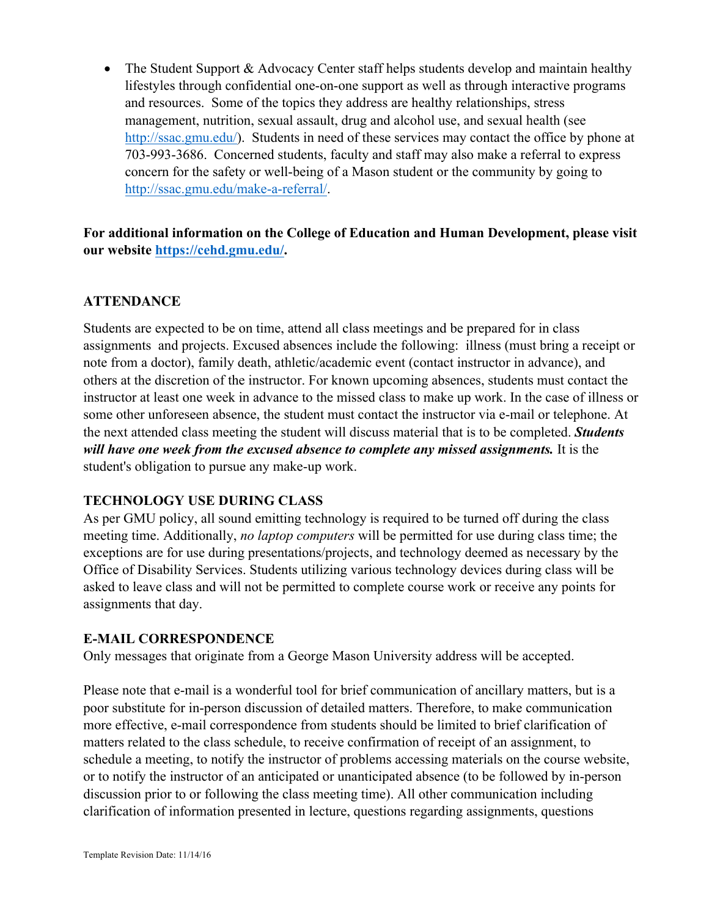- The Student Support & Advocacy Center staff helps students develop and maintain healthy lifestyles through confidential one-on-one support as well as through interactive programs and resources. Some of the topics they address are healthy relationships, stress management, nutrition, sexual assault, drug and alcohol use, and sexual health (see http://ssac.gmu.edu/). Students in need of these services may contact the office by phone at 703-993-3686. Concerned students, faculty and staff may also make a referral to express concern for the safety or well-being of a Mason student or the community by going to http://ssac.gmu.edu/make-a-referral/.

**For additional information on the College of Education and Human Development, please visit our website https://cehd.gmu.edu/.**

## ATTENDANCE

Students are expected to be on time, attend all class meetings and be prepared for in class assignments and projects. Excused absences include the following: illness (must bring a receipt or note from a doctor), family death, athletic/academic event (contact instructor in advance), and others at the discretion of the instructor. For known upcoming absences, students must contact the instructor at least one week in advance to the missed class to make up work. In the case of illness or some other unforeseen absence, the student must contact the instructor via e-mail or telephone. At the next attended class meeting the student will discuss material that is to be completed. ***Students will have one week from the excused absence to complete any missed assignments.*** It is the student's obligation to pursue any make-up work.

## TECHNOLOGY USE DURING CLASS

As per GMU policy, all sound emitting technology is required to be turned off during the class meeting time. Additionally, *no laptop computers* will be permitted for use during class time; the exceptions are for use during presentations/projects, and technology deemed as necessary by the Office of Disability Services. Students utilizing various technology devices during class will be asked to leave class and will not be permitted to complete course work or receive any points for assignments that day.

## E-MAIL CORRESPONDENCE

Only messages that originate from a George Mason University address will be accepted.

Please note that e-mail is a wonderful tool for brief communication of ancillary matters, but is a poor substitute for in-person discussion of detailed matters. Therefore, to make communication more effective, e-mail correspondence from students should be limited to brief clarification of matters related to the class schedule, to receive confirmation of receipt of an assignment, to schedule a meeting, to notify the instructor of problems accessing materials on the course website, or to notify the instructor of an anticipated or unanticipated absence (to be followed by in-person discussion prior to or following the class meeting time). All other communication including clarification of information presented in lecture, questions regarding assignments, questions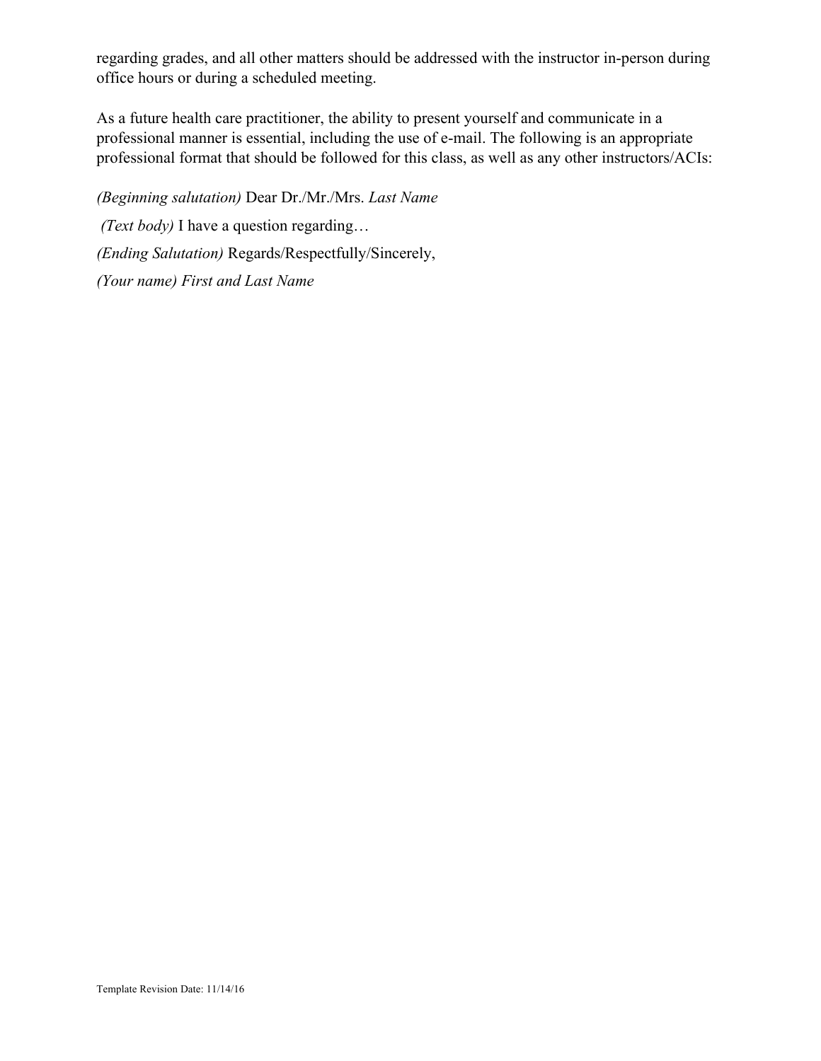regarding grades, and all other matters should be addressed with the instructor in-person during office hours or during a scheduled meeting.

As a future health care practitioner, the ability to present yourself and communicate in a professional manner is essential, including the use of e-mail. The following is an appropriate professional format that should be followed for this class, as well as any other instructors/ACIs:

*(Beginning salutation)* Dear Dr./Mr./Mrs. *Last Name*

*(Text body)* I have a question regarding…

*(Ending Salutation)* Regards/Respectfully/Sincerely,

*(Your name) First and Last Name*

Template Revision Date: 11/14/16